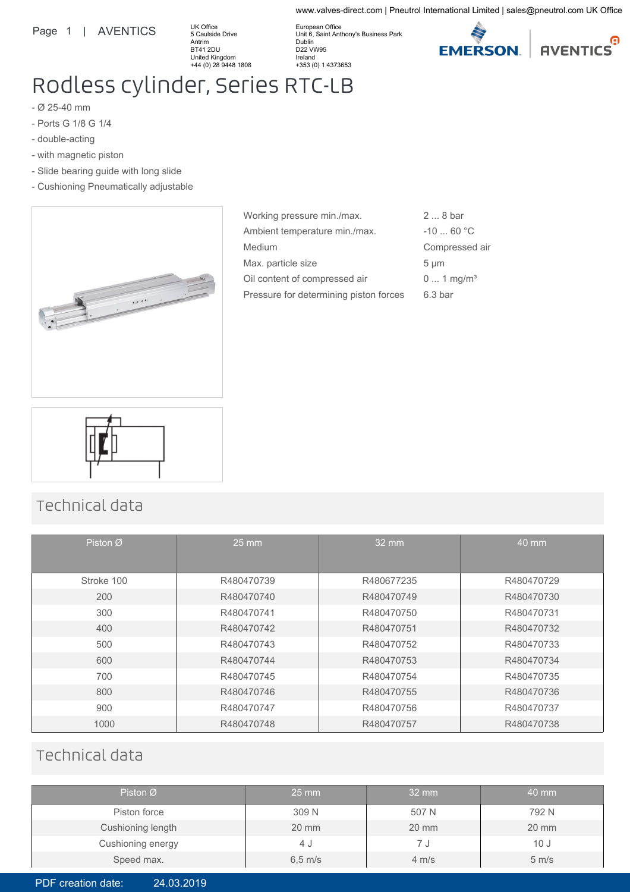www.valves-direct.com | Pneutrol International Limited | sales@pneutrol.com UK Office

UK Office
5 Caulside Drive
Antrim
BT41 2DU
United Kingdom
+44 (0) 28 9448 1808

European Office
Unit 6, Saint Anthony's Business Park
Dublin
D22 VW95
Ireland
+353 (0) 1 4373653

# Rodless cylinder, Series RTC-LB

- Ø 25-40 mm
- Ports G 1/8 G 1/4
- double-acting
- with magnetic piston
- Slide bearing guide with long slide
- Cushioning Pneumatically adjustable

| | |
|---|---|
| Working pressure min./max. | 2 ... 8 bar |
| Ambient temperature min./max. | -10 ... 60 °C |
| Medium | Compressed air |
| Max. particle size | 5 µm |
| Oil content of compressed air | 0 ... 1 mg/m³ |
| Pressure for determining piston forces | 6.3 bar |

## Technical data

| Piston Ø | 25 mm | 32 mm | 40 mm |
|---|---|---|---|
| Stroke 100 | R480470739 | R480677235 | R480470729 |
| 200 | R480470740 | R480470749 | R480470730 |
| 300 | R480470741 | R480470750 | R480470731 |
| 400 | R480470742 | R480470751 | R480470732 |
| 500 | R480470743 | R480470752 | R480470733 |
| 600 | R480470744 | R480470753 | R480470734 |
| 700 | R480470745 | R480470754 | R480470735 |
| 800 | R480470746 | R480470755 | R480470736 |
| 900 | R480470747 | R480470756 | R480470737 |
| 1000 | R480470748 | R480470757 | R480470738 |

## Technical data

| Piston Ø | 25 mm | 32 mm | 40 mm |
|---|---|---|---|
| Piston force | 309 N | 507 N | 792 N |
| Cushioning length | 20 mm | 20 mm | 20 mm |
| Cushioning energy | 4 J | 7 J | 10 J |
| Speed max. | 6,5 m/s | 4 m/s | 5 m/s |

PDF creation date: 24.03.2019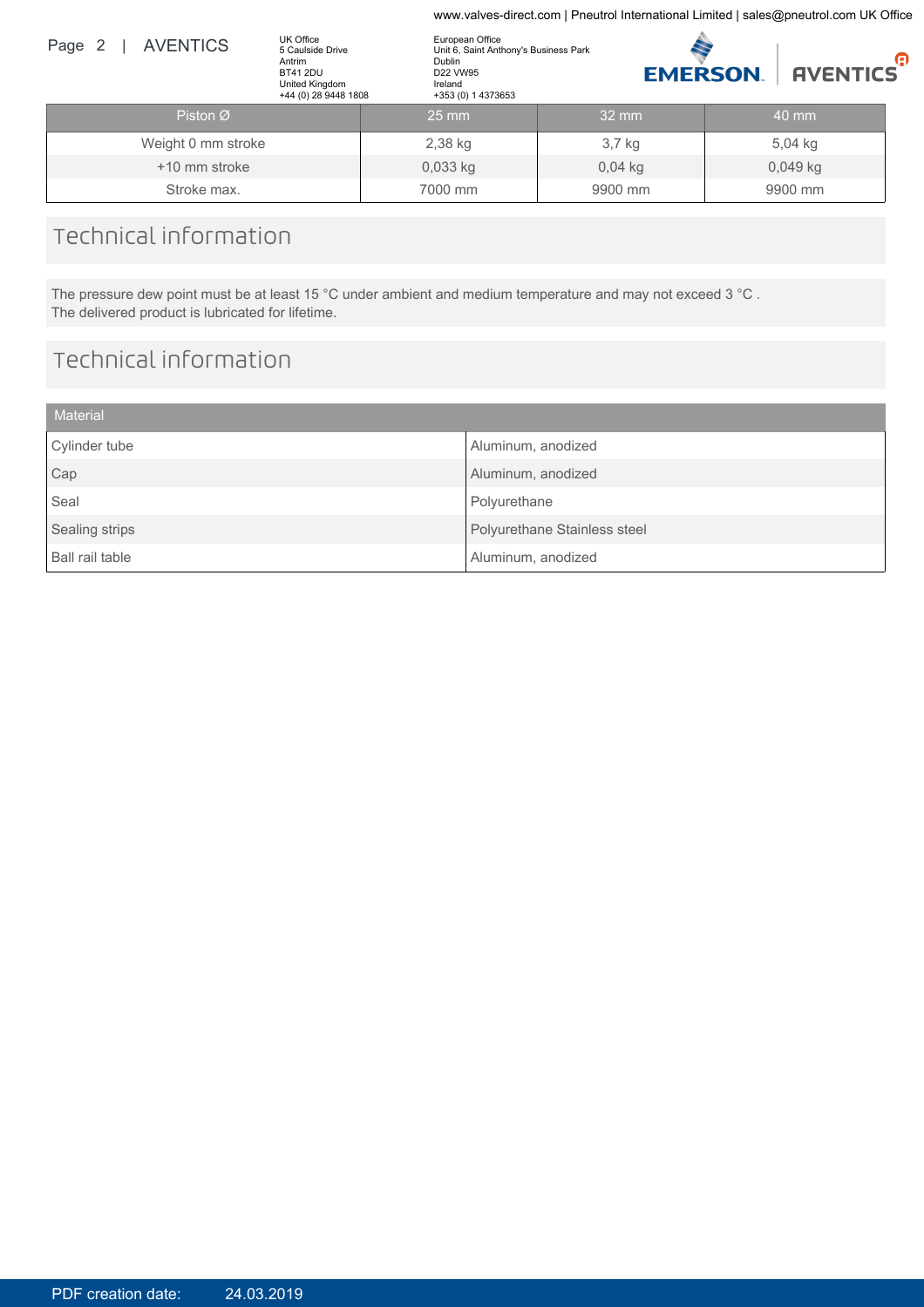| Piston Ø | 25 mm | 32 mm | 40 mm |
|---|---|---|---|
| Weight 0 mm stroke | 2,38 kg | 3,7 kg | 5,04 kg |
| +10 mm stroke | 0,033 kg | 0,04 kg | 0,049 kg |
| Stroke max. | 7000 mm | 9900 mm | 9900 mm |

## Technical information

The pressure dew point must be at least 15 °C under ambient and medium temperature and may not exceed 3 °C .
The delivered product is lubricated for lifetime.

## Technical information

| Material | |
|---|---|
| Cylinder tube | Aluminum, anodized |
| Cap | Aluminum, anodized |
| Seal | Polyurethane |
| Sealing strips | Polyurethane Stainless steel |
| Ball rail table | Aluminum, anodized |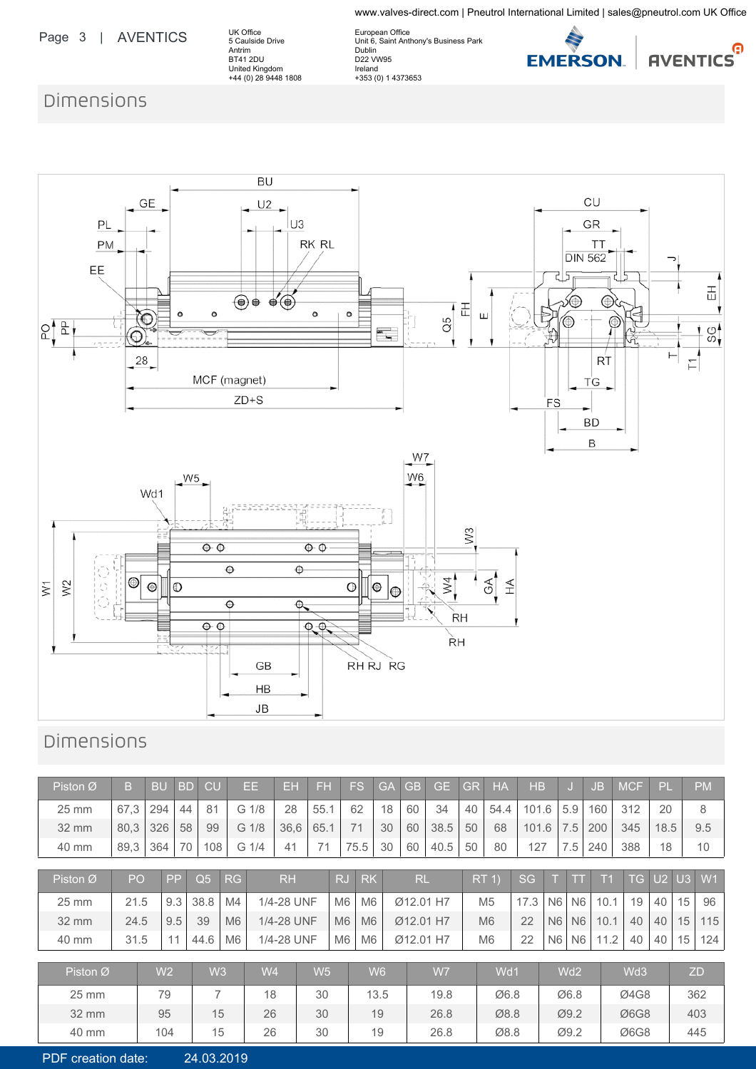## Dimensions

## Dimensions

| Piston Ø | B | BU | BD | CU | EE | EH | FH | FS | GA | GB | GE | GR | HA | HB | J | JB | MCF | PL | PM |
|---|---|---|---|---|---|---|---|---|---|---|---|---|---|---|---|---|---|---|---|
| 25 mm | 67,3 | 294 | 44 | 81 | G 1/8 | 28 | 55.1 | 62 | 18 | 60 | 34 | 40 | 54.4 | 101.6 | 5.9 | 160 | 312 | 20 | 8 |
| 32 mm | 80,3 | 326 | 58 | 99 | G 1/8 | 36,6 | 65.1 | 71 | 30 | 60 | 38.5 | 50 | 68 | 101.6 | 7.5 | 200 | 345 | 18.5 | 9.5 |
| 40 mm | 89,3 | 364 | 70 | 108 | G 1/4 | 41 | 71 | 75.5 | 30 | 60 | 40.5 | 50 | 80 | 127 | 7.5 | 240 | 388 | 18 | 10 |

| Piston Ø | PO | PP | Q5 | RG | RH | RJ | RK | RL | RT 1) | SG | T | TT | T1 | TG | U2 | U3 | W1 |
|---|---|---|---|---|---|---|---|---|---|---|---|---|---|---|---|---|---|
| 25 mm | 21.5 | 9.3 | 38.8 | M4 | 1/4-28 UNF | M6 | M6 | Ø12.01 H7 | M5 | 17.3 | N6 | N6 | 10.1 | 19 | 40 | 15 | 96 |
| 32 mm | 24.5 | 9.5 | 39 | M6 | 1/4-28 UNF | M6 | M6 | Ø12.01 H7 | M6 | 22 | N6 | N6 | 10.1 | 40 | 40 | 15 | 115 |
| 40 mm | 31.5 | 11 | 44.6 | M6 | 1/4-28 UNF | M6 | M6 | Ø12.01 H7 | M6 | 22 | N6 | N6 | 11.2 | 40 | 40 | 15 | 124 |

| Piston Ø | W2 | W3 | W4 | W5 | W6 | W7 | Wd1 | Wd2 | Wd3 | ZD |
|---|---|---|---|---|---|---|---|---|---|---|
| 25 mm | 79 | 7 | 18 | 30 | 13.5 | 19.8 | Ø6.8 | Ø6.8 | Ø4G8 | 362 |
| 32 mm | 95 | 15 | 26 | 30 | 19 | 26.8 | Ø8.8 | Ø9.2 | Ø6G8 | 403 |
| 40 mm | 104 | 15 | 26 | 30 | 19 | 26.8 | Ø8.8 | Ø9.2 | Ø6G8 | 445 |

PDF creation date: 24.03.2019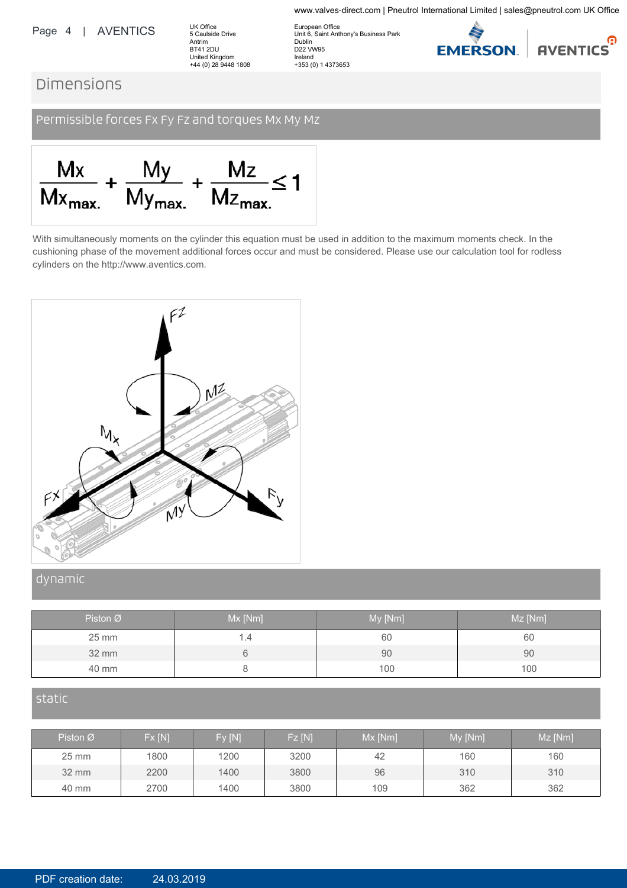# Dimensions

## Permissible forces Fx Fy Fz and torques Mx My Mz

$$\frac{Mx}{Mx_{max.}} + \frac{My}{My_{max.}} + \frac{Mz}{Mz_{max.}} \leq 1$$

With simultaneously moments on the cylinder this equation must be used in addition to the maximum moments check. In the cushioning phase of the movement additional forces occur and must be considered. Please use our calculation tool for rodless cylinders on the http://www.aventics.com.

## dynamic

| Piston Ø | Mx [Nm] | My [Nm] | Mz [Nm] |
|---|---|---|---|
| 25 mm | 1.4 | 60 | 60 |
| 32 mm | 6 | 90 | 90 |
| 40 mm | 8 | 100 | 100 |

## static

| Piston Ø | Fx [N] | Fy [N] | Fz [N] | Mx [Nm] | My [Nm] | Mz [Nm] |
|---|---|---|---|---|---|---|
| 25 mm | 1800 | 1200 | 3200 | 42 | 160 | 160 |
| 32 mm | 2200 | 1400 | 3800 | 96 | 310 | 310 |
| 40 mm | 2700 | 1400 | 3800 | 109 | 362 | 362 |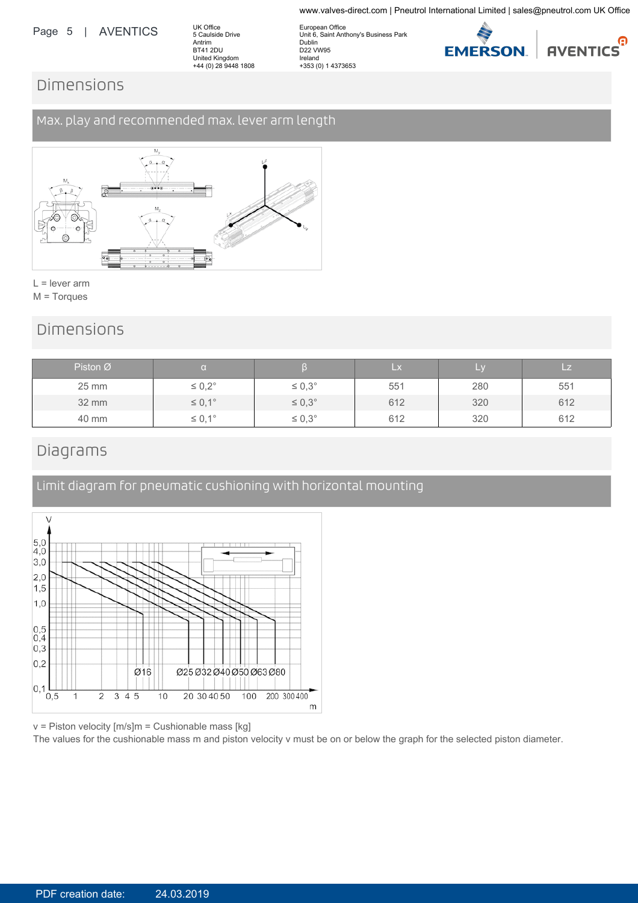## Dimensions

### Max. play and recommended max. lever arm length

L = lever arm
M = Torques

## Dimensions

| Piston Ø | α | β | Lx | Ly | Lz |
| --- | --- | --- | --- | --- | --- |
| 25 mm | ≤ 0,2° | ≤ 0,3° | 551 | 280 | 551 |
| 32 mm | ≤ 0,1° | ≤ 0,3° | 612 | 320 | 612 |
| 40 mm | ≤ 0,1° | ≤ 0,3° | 612 | 320 | 612 |

## Diagrams

### Limit diagram for pneumatic cushioning with horizontal mounting

v = Piston velocity [m/s]m = Cushionable mass [kg]
The values for the cushionable mass m and piston velocity v must be on or below the graph for the selected piston diameter.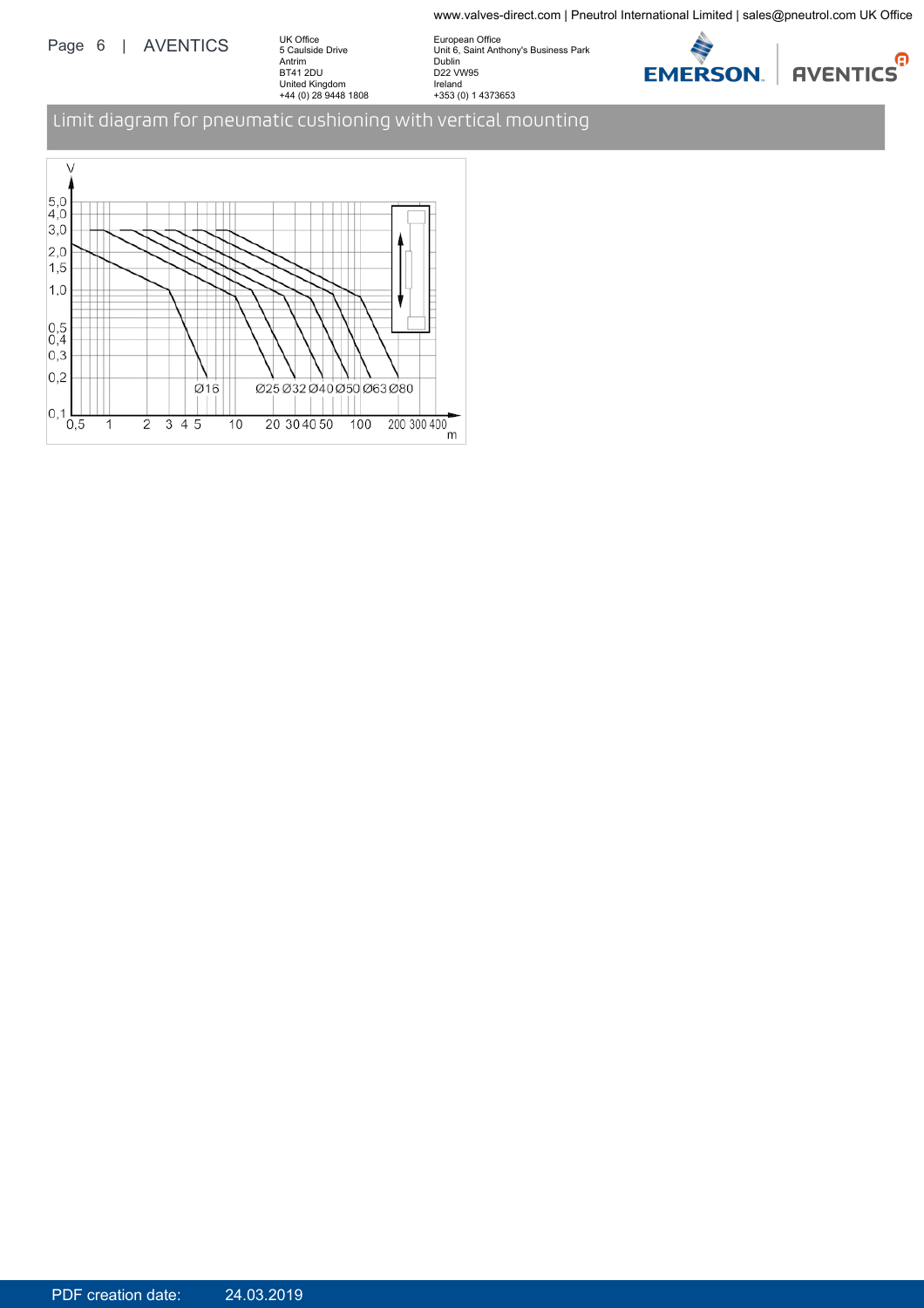## Limit diagram for pneumatic cushioning with vertical mounting

V

5,0
4,0
3,0
2,0
1,5
1,0
0,5
0,4
0,3
0,2
0,1

0,5 1 2 3 4 5 10 20 30 40 50 100 200 300 400

m

Ø16

Ø25 Ø32 Ø40 Ø50 Ø63 Ø80